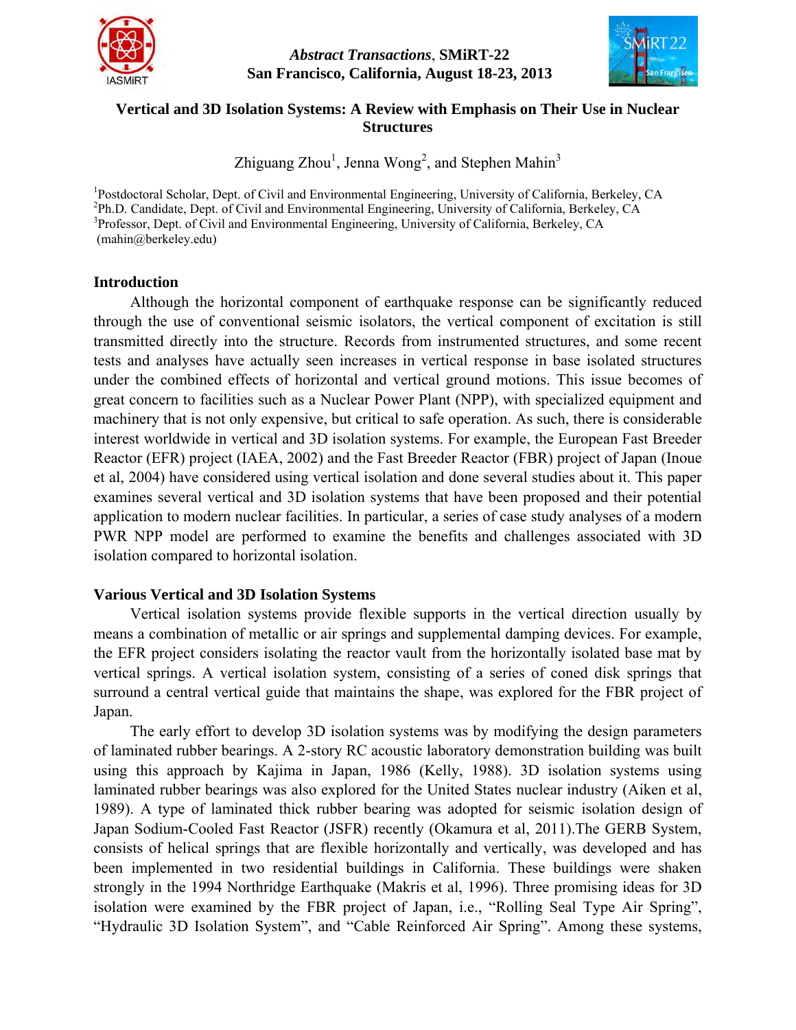*Abstract Transactions*, **SMiRT-22**
**San Francisco, California, August 18-23, 2013**

# Vertical and 3D Isolation Systems: A Review with Emphasis on Their Use in Nuclear Structures

Zhiguang Zhou[1], Jenna Wong[2], and Stephen Mahin[3]

[1]Postdoctoral Scholar, Dept. of Civil and Environmental Engineering, University of California, Berkeley, CA
[2]Ph.D. Candidate, Dept. of Civil and Environmental Engineering, University of California, Berkeley, CA
[3]Professor, Dept. of Civil and Environmental Engineering, University of California, Berkeley, CA
(mahin@berkeley.edu)

## Introduction

Although the horizontal component of earthquake response can be significantly reduced through the use of conventional seismic isolators, the vertical component of excitation is still transmitted directly into the structure. Records from instrumented structures, and some recent tests and analyses have actually seen increases in vertical response in base isolated structures under the combined effects of horizontal and vertical ground motions. This issue becomes of great concern to facilities such as a Nuclear Power Plant (NPP), with specialized equipment and machinery that is not only expensive, but critical to safe operation. As such, there is considerable interest worldwide in vertical and 3D isolation systems. For example, the European Fast Breeder Reactor (EFR) project (IAEA, 2002) and the Fast Breeder Reactor (FBR) project of Japan (Inoue et al, 2004) have considered using vertical isolation and done several studies about it. This paper examines several vertical and 3D isolation systems that have been proposed and their potential application to modern nuclear facilities. In particular, a series of case study analyses of a modern PWR NPP model are performed to examine the benefits and challenges associated with 3D isolation compared to horizontal isolation.

## Various Vertical and 3D Isolation Systems

Vertical isolation systems provide flexible supports in the vertical direction usually by means a combination of metallic or air springs and supplemental damping devices. For example, the EFR project considers isolating the reactor vault from the horizontally isolated base mat by vertical springs. A vertical isolation system, consisting of a series of coned disk springs that surround a central vertical guide that maintains the shape, was explored for the FBR project of Japan.

The early effort to develop 3D isolation systems was by modifying the design parameters of laminated rubber bearings. A 2-story RC acoustic laboratory demonstration building was built using this approach by Kajima in Japan, 1986 (Kelly, 1988). 3D isolation systems using laminated rubber bearings was also explored for the United States nuclear industry (Aiken et al, 1989). A type of laminated thick rubber bearing was adopted for seismic isolation design of Japan Sodium-Cooled Fast Reactor (JSFR) recently (Okamura et al, 2011).The GERB System, consists of helical springs that are flexible horizontally and vertically, was developed and has been implemented in two residential buildings in California. These buildings were shaken strongly in the 1994 Northridge Earthquake (Makris et al, 1996). Three promising ideas for 3D isolation were examined by the FBR project of Japan, i.e., "Rolling Seal Type Air Spring", "Hydraulic 3D Isolation System", and "Cable Reinforced Air Spring". Among these systems,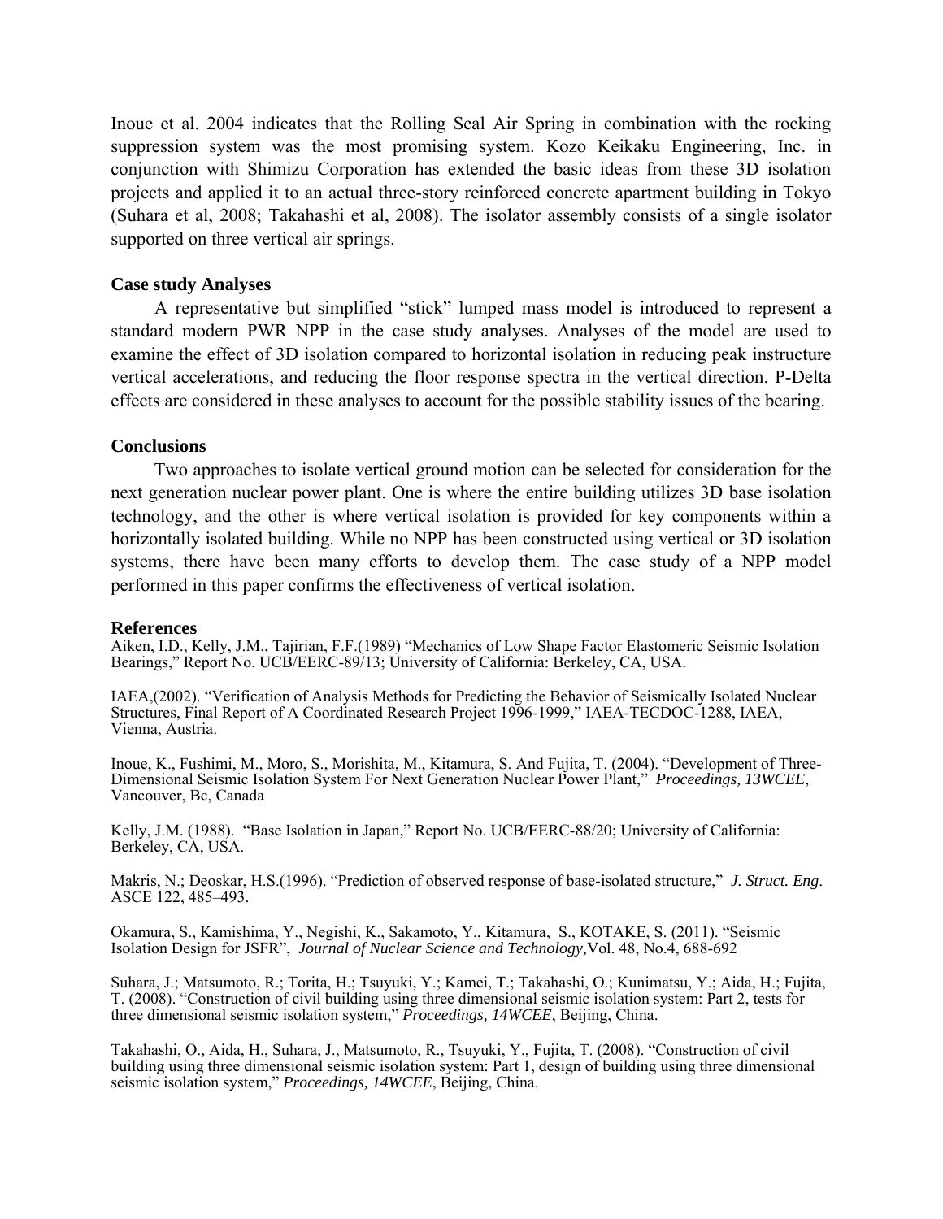Inoue et al. 2004 indicates that the Rolling Seal Air Spring in combination with the rocking suppression system was the most promising system. Kozo Keikaku Engineering, Inc. in conjunction with Shimizu Corporation has extended the basic ideas from these 3D isolation projects and applied it to an actual three-story reinforced concrete apartment building in Tokyo (Suhara et al, 2008; Takahashi et al, 2008). The isolator assembly consists of a single isolator supported on three vertical air springs.

### Case study Analyses

A representative but simplified "stick" lumped mass model is introduced to represent a standard modern PWR NPP in the case study analyses. Analyses of the model are used to examine the effect of 3D isolation compared to horizontal isolation in reducing peak instructure vertical accelerations, and reducing the floor response spectra in the vertical direction. P-Delta effects are considered in these analyses to account for the possible stability issues of the bearing.

### Conclusions

Two approaches to isolate vertical ground motion can be selected for consideration for the next generation nuclear power plant. One is where the entire building utilizes 3D base isolation technology, and the other is where vertical isolation is provided for key components within a horizontally isolated building. While no NPP has been constructed using vertical or 3D isolation systems, there have been many efforts to develop them. The case study of a NPP model performed in this paper confirms the effectiveness of vertical isolation.

### References

Aiken, I.D., Kelly, J.M., Tajirian, F.F.(1989) "Mechanics of Low Shape Factor Elastomeric Seismic Isolation Bearings," Report No. UCB/EERC-89/13; University of California: Berkeley, CA, USA.

IAEA,(2002). "Verification of Analysis Methods for Predicting the Behavior of Seismically Isolated Nuclear Structures, Final Report of A Coordinated Research Project 1996-1999," IAEA-TECDOC-1288, IAEA, Vienna, Austria.

Inoue, K., Fushimi, M., Moro, S., Morishita, M., Kitamura, S. And Fujita, T. (2004). "Development of Three-Dimensional Seismic Isolation System For Next Generation Nuclear Power Plant," *Proceedings, 13WCEE*, Vancouver, Bc, Canada

Kelly, J.M. (1988). "Base Isolation in Japan," Report No. UCB/EERC-88/20; University of California: Berkeley, CA, USA.

Makris, N.; Deoskar, H.S.(1996). "Prediction of observed response of base-isolated structure," *J. Struct. Eng*. ASCE 122, 485–493.

Okamura, S., Kamishima, Y., Negishi, K., Sakamoto, Y., Kitamura, S., KOTAKE, S. (2011). "Seismic Isolation Design for JSFR", *Journal of Nuclear Science and Technology,*Vol. 48, No.4, 688-692

Suhara, J.; Matsumoto, R.; Torita, H.; Tsuyuki, Y.; Kamei, T.; Takahashi, O.; Kunimatsu, Y.; Aida, H.; Fujita, T. (2008). "Construction of civil building using three dimensional seismic isolation system: Part 2, tests for three dimensional seismic isolation system," *Proceedings, 14WCEE*, Beijing, China.

Takahashi, O., Aida, H., Suhara, J., Matsumoto, R., Tsuyuki, Y., Fujita, T. (2008). "Construction of civil building using three dimensional seismic isolation system: Part 1, design of building using three dimensional seismic isolation system," *Proceedings, 14WCEE*, Beijing, China.